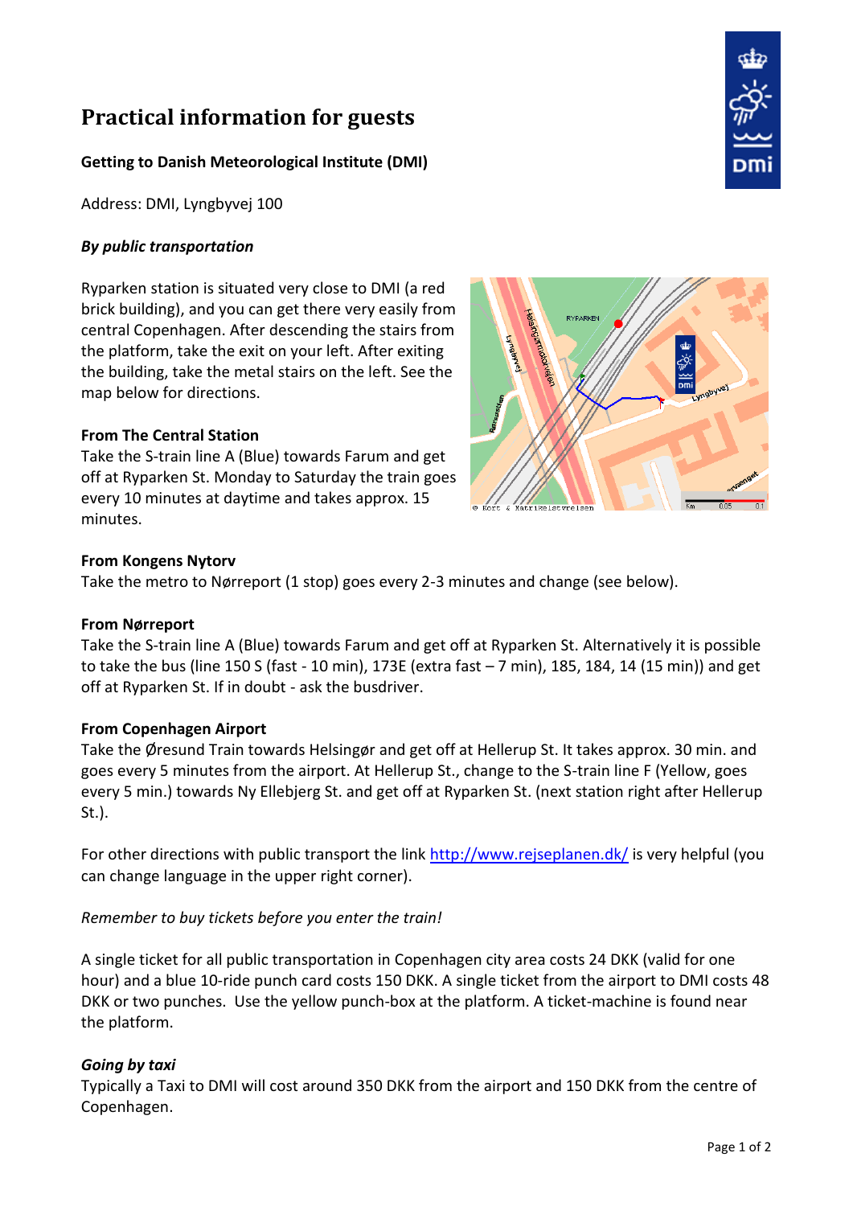# Practical information for guests

**Getting to Danish Meteorological Institute (DMI)**

Address: DMI, Lyngbyvej 100

***By public transportation***

Ryparken station is situated very close to DMI (a red brick building), and you can get there very easily from central Copenhagen. After descending the stairs from the platform, take the exit on your left. After exiting the building, take the metal stairs on the left. See the map below for directions.

**From The Central Station**

Take the S-train line A (Blue) towards Farum and get off at Ryparken St. Monday to Saturday the train goes every 10 minutes at daytime and takes approx. 15 minutes.

**From Kongens Nytorv**

Take the metro to Nørreport (1 stop) goes every 2-3 minutes and change (see below).

**From Nørreport**

Take the S-train line A (Blue) towards Farum and get off at Ryparken St. Alternatively it is possible to take the bus (line 150 S (fast - 10 min), 173E (extra fast – 7 min), 185, 184, 14 (15 min)) and get off at Ryparken St. If in doubt - ask the busdriver.

**From Copenhagen Airport**

Take the Øresund Train towards Helsingør and get off at Hellerup St. It takes approx. 30 min. and goes every 5 minutes from the airport. At Hellerup St., change to the S-train line F (Yellow, goes every 5 min.) towards Ny Ellebjerg St. and get off at Ryparken St. (next station right after Hellerup St.).

For other directions with public transport the link [http://www.rejseplanen.dk/](http://www.rejseplanen.dk/) is very helpful (you can change language in the upper right corner).

*Remember to buy tickets before you enter the train!*

A single ticket for all public transportation in Copenhagen city area costs 24 DKK (valid for one hour) and a blue 10-ride punch card costs 150 DKK. A single ticket from the airport to DMI costs 48 DKK or two punches. Use the yellow punch-box at the platform. A ticket-machine is found near the platform.

***Going by taxi***

Typically a Taxi to DMI will cost around 350 DKK from the airport and 150 DKK from the centre of Copenhagen.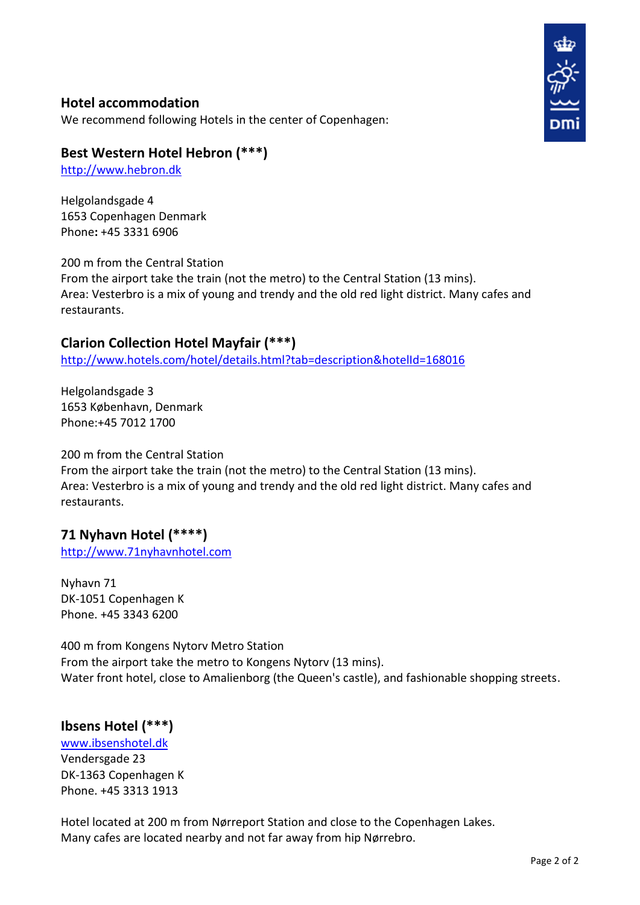## Hotel accommodation

We recommend following Hotels in the center of Copenhagen:

### Best Western Hotel Hebron (***)

http://www.hebron.dk

Helgolandsgade 4
1653 Copenhagen Denmark
Phone: +45 3331 6906

200 m from the Central Station
From the airport take the train (not the metro) to the Central Station (13 mins).
Area: Vesterbro is a mix of young and trendy and the old red light district. Many cafes and restaurants.

### Clarion Collection Hotel Mayfair (***)

http://www.hotels.com/hotel/details.html?tab=description&hotelId=168016

Helgolandsgade 3
1653 København, Denmark
Phone:+45 7012 1700

200 m from the Central Station
From the airport take the train (not the metro) to the Central Station (13 mins).
Area: Vesterbro is a mix of young and trendy and the old red light district. Many cafes and restaurants.

### 71 Nyhavn Hotel (****)

http://www.71nyhavnhotel.com

Nyhavn 71
DK-1051 Copenhagen K
Phone. +45 3343 6200

400 m from Kongens Nytorv Metro Station
From the airport take the metro to Kongens Nytorv (13 mins).
Water front hotel, close to Amalienborg (the Queen's castle), and fashionable shopping streets.

### Ibsens Hotel (***)

www.ibsenshotel.dk
Vendersgade 23
DK-1363 Copenhagen K
Phone. +45 3313 1913

Hotel located at 200 m from Nørreport Station and close to the Copenhagen Lakes.
Many cafes are located nearby and not far away from hip Nørrebro.